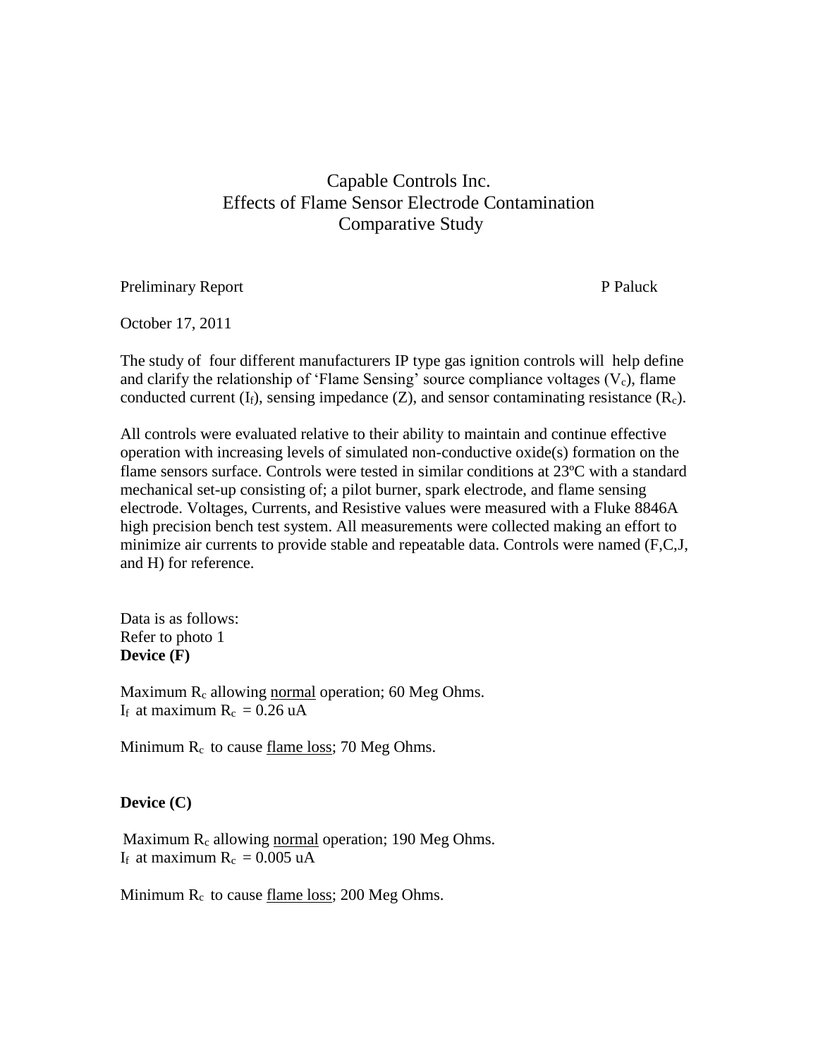# Capable Controls Inc.
# Effects of Flame Sensor Electrode Contamination
# Comparative Study

Preliminary Report P Paluck

October 17, 2011

The study of four different manufacturers IP type gas ignition controls will help define and clarify the relationship of 'Flame Sensing' source compliance voltages ($V_c$), flame conducted current ($I_f$), sensing impedance (Z), and sensor contaminating resistance ($R_c$).

All controls were evaluated relative to their ability to maintain and continue effective operation with increasing levels of simulated non-conductive oxide(s) formation on the flame sensors surface. Controls were tested in similar conditions at 23ºC with a standard mechanical set-up consisting of; a pilot burner, spark electrode, and flame sensing electrode. Voltages, Currents, and Resistive values were measured with a Fluke 8846A high precision bench test system. All measurements were collected making an effort to minimize air currents to provide stable and repeatable data. Controls were named (F,C,J, and H) for reference.

Data is as follows:
Refer to photo 1

**Device (F)**

Maximum $R_c$ allowing <u>normal</u> operation; 60 Meg Ohms.
$I_f$ at maximum $R_c$ = 0.26 uA

Minimum $R_c$ to cause <u>flame loss</u>; 70 Meg Ohms.

**Device (C)**

Maximum $R_c$ allowing <u>normal</u> operation; 190 Meg Ohms.
$I_f$ at maximum $R_c$ = 0.005 uA

Minimum $R_c$ to cause <u>flame loss</u>; 200 Meg Ohms.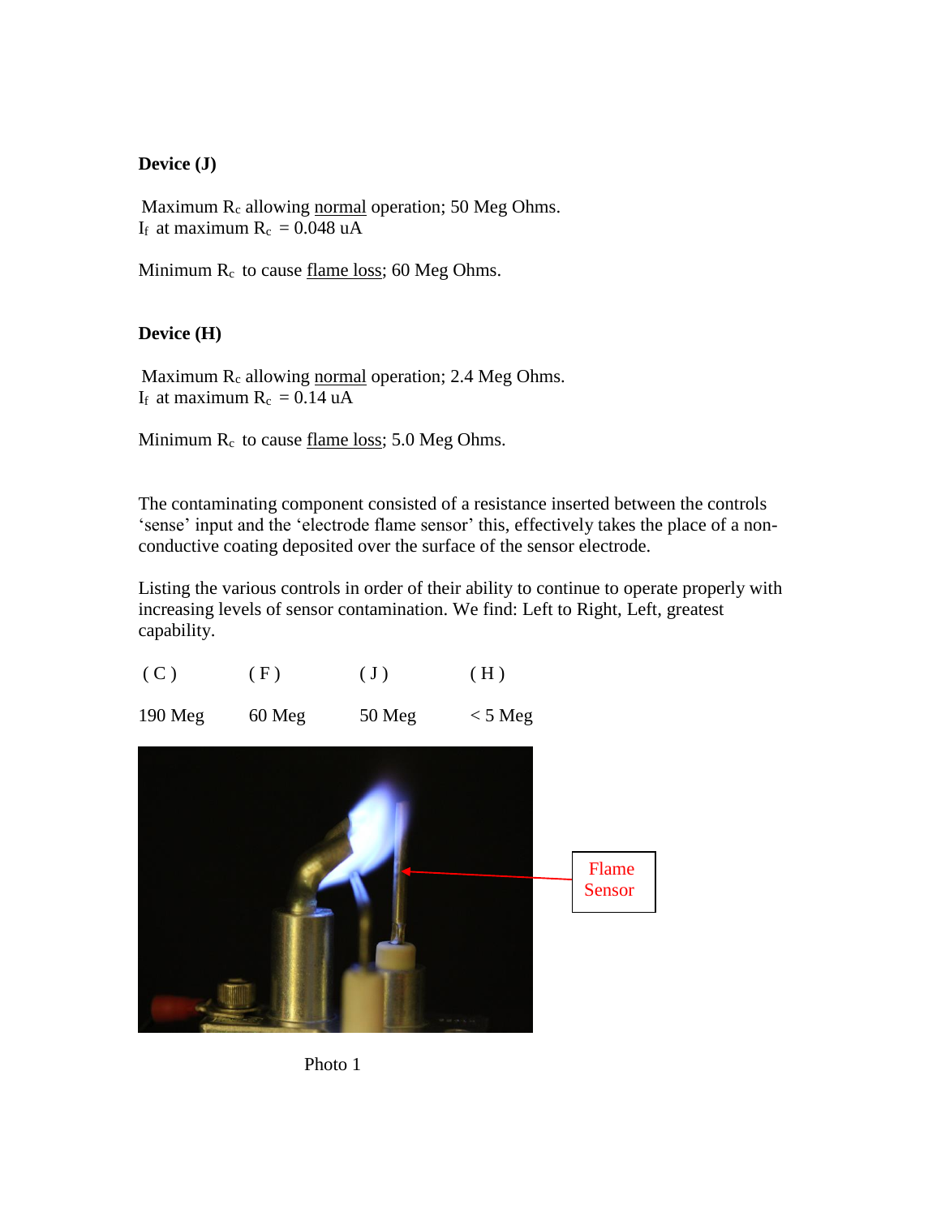**Device (J)**

Maximum $R_c$ allowing <u>normal</u> operation; 50 Meg Ohms.
$I_f$ at maximum $R_c$ = 0.048 uA

Minimum $R_c$ to cause <u>flame loss</u>; 60 Meg Ohms.

**Device (H)**

Maximum $R_c$ allowing <u>normal</u> operation; 2.4 Meg Ohms.
$I_f$ at maximum $R_c$ = 0.14 uA

Minimum $R_c$ to cause <u>flame loss</u>; 5.0 Meg Ohms.

The contaminating component consisted of a resistance inserted between the controls 'sense' input and the 'electrode flame sensor' this, effectively takes the place of a non-conductive coating deposited over the surface of the sensor electrode.

Listing the various controls in order of their ability to continue to operate properly with increasing levels of sensor contamination. We find: Left to Right, Left, greatest capability.

| ( C ) | ( F ) | ( J ) | ( H ) |
|---|---|---|---|
| 190 Meg | 60 Meg | 50 Meg | < 5 Meg |

Flame Sensor

Photo 1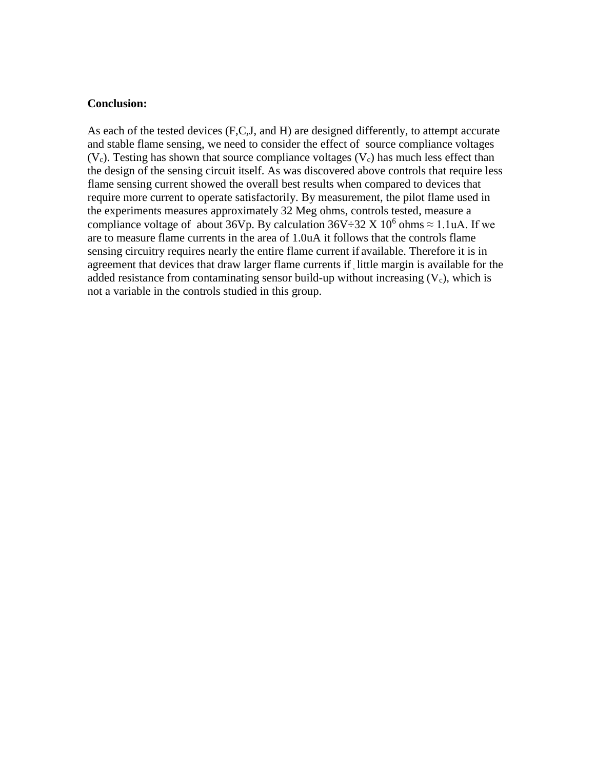**Conclusion:**

As each of the tested devices (F,C,J, and H) are designed differently, to attempt accurate and stable flame sensing, we need to consider the effect of source compliance voltages ($V_c$). Testing has shown that source compliance voltages ($V_c$) has much less effect than the design of the sensing circuit itself. As was discovered above controls that require less flame sensing current showed the overall best results when compared to devices that require more current to operate satisfactorily. By measurement, the pilot flame used in the experiments measures approximately 32 Meg ohms, controls tested, measure a compliance voltage of about 36Vp. By calculation $36V \div 32 \times 10^6$ ohms $\approx$ 1.1uA. If we are to measure flame currents in the area of 1.0uA it follows that the controls flame sensing circuitry requires nearly the entire flame current if available. Therefore it is in agreement that devices that draw larger flame currents if , little margin is available for the added resistance from contaminating sensor build-up without increasing ($V_c$), which is not a variable in the controls studied in this group.